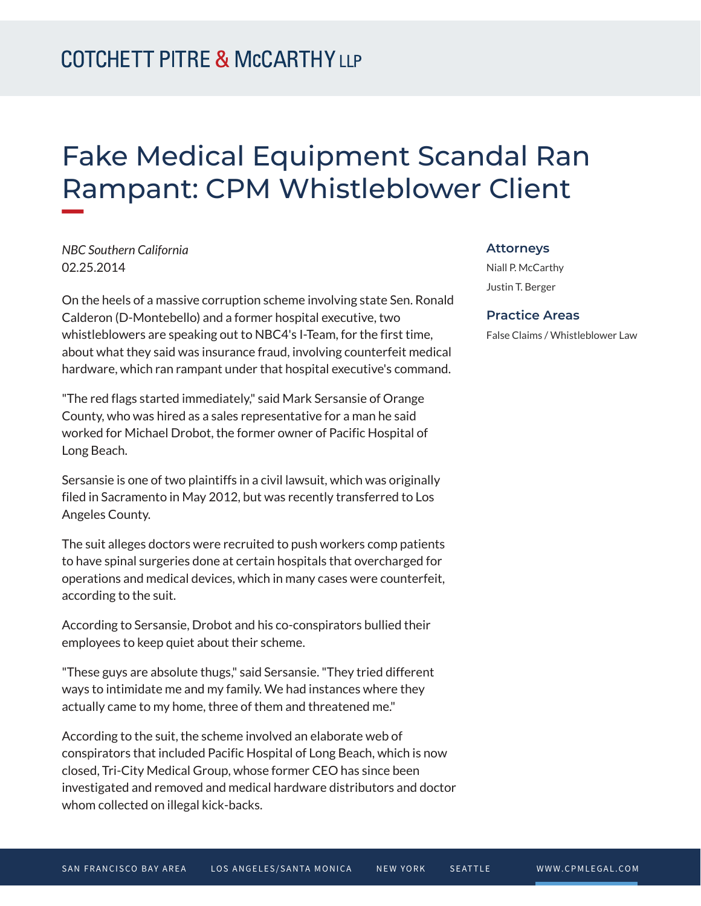COTCHETT PITRE & McCARTHY LLP

# Fake Medical Equipment Scandal Ran Rampant: CPM Whistleblower Client

*NBC Southern California*
02.25.2014

On the heels of a massive corruption scheme involving state Sen. Ronald Calderon (D-Montebello) and a former hospital executive, two whistleblowers are speaking out to NBC4's I-Team, for the first time, about what they said was insurance fraud, involving counterfeit medical hardware, which ran rampant under that hospital executive's command.

"The red flags started immediately," said Mark Sersansie of Orange County, who was hired as a sales representative for a man he said worked for Michael Drobot, the former owner of Pacific Hospital of Long Beach.

Sersansie is one of two plaintiffs in a civil lawsuit, which was originally filed in Sacramento in May 2012, but was recently transferred to Los Angeles County.

The suit alleges doctors were recruited to push workers comp patients to have spinal surgeries done at certain hospitals that overcharged for operations and medical devices, which in many cases were counterfeit, according to the suit.

According to Sersansie, Drobot and his co-conspirators bullied their employees to keep quiet about their scheme.

"These guys are absolute thugs," said Sersansie. "They tried different ways to intimidate me and my family. We had instances where they actually came to my home, three of them and threatened me."

According to the suit, the scheme involved an elaborate web of conspirators that included Pacific Hospital of Long Beach, which is now closed, Tri-City Medical Group, whose former CEO has since been investigated and removed and medical hardware distributors and doctor whom collected on illegal kick-backs.

### Attorneys

Niall P. McCarthy

Justin T. Berger

### Practice Areas

False Claims / Whistleblower Law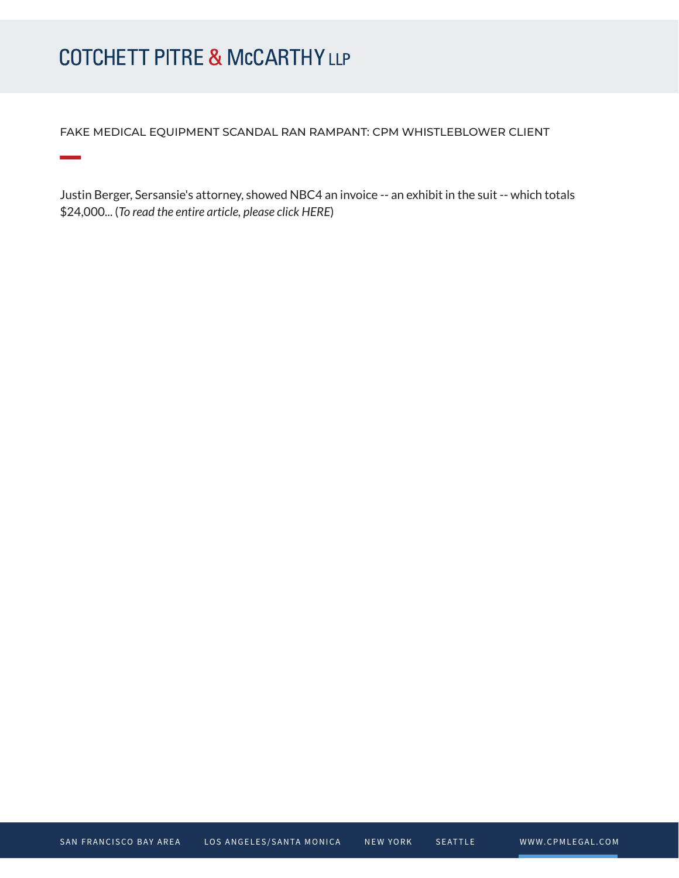FAKE MEDICAL EQUIPMENT SCANDAL RAN RAMPANT: CPM WHISTLEBLOWER CLIENT

Justin Berger, Sersansie's attorney, showed NBC4 an invoice -- an exhibit in the suit -- which totals $24,000... (*To read the entire article, please click HERE*)